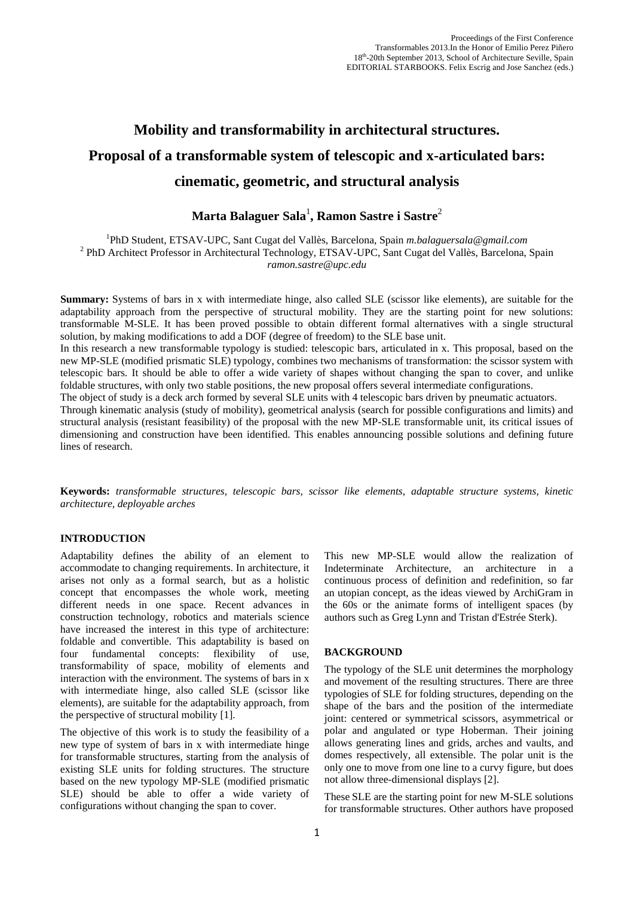# Mobility and transformability in architectural structures. Proposal of a transformable system of telescopic and x-articulated bars: cinematic, geometric, and structural analysis

**Marta Balaguer Sala**[1], **Ramon Sastre i Sastre**[2]

[1]PhD Student, ETSAV-UPC, Sant Cugat del Vallès, Barcelona, Spain *m.balaguersala@gmail.com*
[2] PhD Architect Professor in Architectural Technology, ETSAV-UPC, Sant Cugat del Vallès, Barcelona, Spain *ramon.sastre@upc.edu*

**Summary:** Systems of bars in x with intermediate hinge, also called SLE (scissor like elements), are suitable for the adaptability approach from the perspective of structural mobility. They are the starting point for new solutions: transformable M-SLE. It has been proved possible to obtain different formal alternatives with a single structural solution, by making modifications to add a DOF (degree of freedom) to the SLE base unit.

In this research a new transformable typology is studied: telescopic bars, articulated in x. This proposal, based on the new MP-SLE (modified prismatic SLE) typology, combines two mechanisms of transformation: the scissor system with telescopic bars. It should be able to offer a wide variety of shapes without changing the span to cover, and unlike foldable structures, with only two stable positions, the new proposal offers several intermediate configurations.

The object of study is a deck arch formed by several SLE units with 4 telescopic bars driven by pneumatic actuators.

Through kinematic analysis (study of mobility), geometrical analysis (search for possible configurations and limits) and structural analysis (resistant feasibility) of the proposal with the new MP-SLE transformable unit, its critical issues of dimensioning and construction have been identified. This enables announcing possible solutions and defining future lines of research.

**Keywords:** *transformable structures, telescopic bars, scissor like elements, adaptable structure systems, kinetic architecture, deployable arches*

## INTRODUCTION

Adaptability defines the ability of an element to accommodate to changing requirements. In architecture, it arises not only as a formal search, but as a holistic concept that encompasses the whole work, meeting different needs in one space. Recent advances in construction technology, robotics and materials science have increased the interest in this type of architecture: foldable and convertible. This adaptability is based on four fundamental concepts: flexibility of use, transformability of space, mobility of elements and interaction with the environment. The systems of bars in x with intermediate hinge, also called SLE (scissor like elements), are suitable for the adaptability approach, from the perspective of structural mobility [1].

The objective of this work is to study the feasibility of a new type of system of bars in x with intermediate hinge for transformable structures, starting from the analysis of existing SLE units for folding structures. The structure based on the new typology MP-SLE (modified prismatic SLE) should be able to offer a wide variety of configurations without changing the span to cover.

This new MP-SLE would allow the realization of Indeterminate Architecture, an architecture in a continuous process of definition and redefinition, so far an utopian concept, as the ideas viewed by ArchiGram in the 60s or the animate forms of intelligent spaces (by authors such as Greg Lynn and Tristan d'Estrée Sterk).

## BACKGROUND

The typology of the SLE unit determines the morphology and movement of the resulting structures. There are three typologies of SLE for folding structures, depending on the shape of the bars and the position of the intermediate joint: centered or symmetrical scissors, asymmetrical or polar and angulated or type Hoberman. Their joining allows generating lines and grids, arches and vaults, and domes respectively, all extensible. The polar unit is the only one to move from one line to a curvy figure, but does not allow three-dimensional displays [2].

These SLE are the starting point for new M-SLE solutions for transformable structures. Other authors have proposed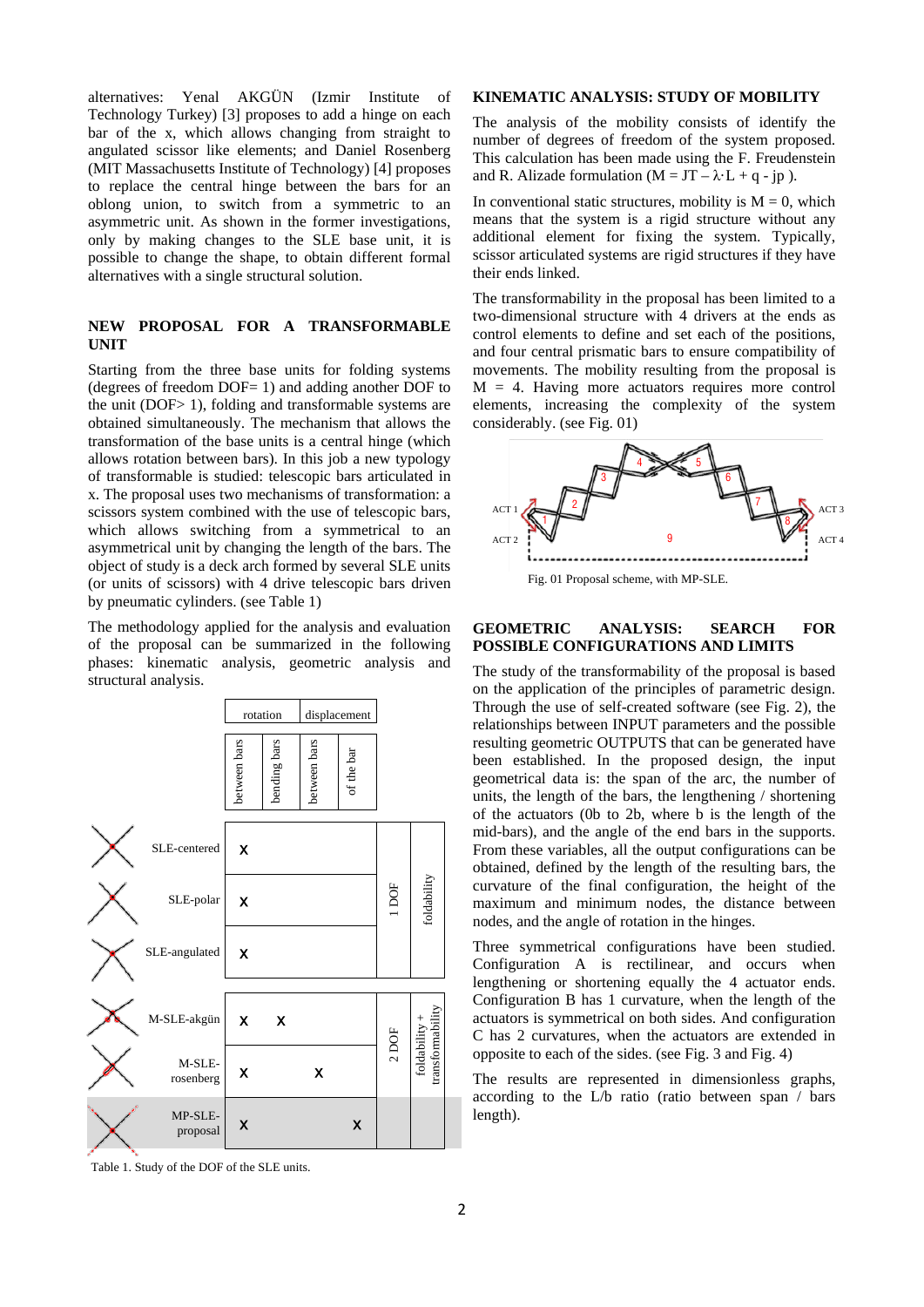alternatives: Yenal AKGÜN (Izmir Institute of Technology Turkey) [3] proposes to add a hinge on each bar of the x, which allows changing from straight to angulated scissor like elements; and Daniel Rosenberg (MIT Massachusetts Institute of Technology) [4] proposes to replace the central hinge between the bars for an oblong union, to switch from a symmetric to an asymmetric unit. As shown in the former investigations, only by making changes to the SLE base unit, it is possible to change the shape, to obtain different formal alternatives with a single structural solution.

## NEW PROPOSAL FOR A TRANSFORMABLE UNIT

Starting from the three base units for folding systems (degrees of freedom DOF= 1) and adding another DOF to the unit (DOF> 1), folding and transformable systems are obtained simultaneously. The mechanism that allows the transformation of the base units is a central hinge (which allows rotation between bars). In this job a new typology of transformable is studied: telescopic bars articulated in x. The proposal uses two mechanisms of transformation: a scissors system combined with the use of telescopic bars, which allows switching from a symmetrical to an asymmetrical unit by changing the length of the bars. The object of study is a deck arch formed by several SLE units (or units of scissors) with 4 drive telescopic bars driven by pneumatic cylinders. (see Table 1)

The methodology applied for the analysis and evaluation of the proposal can be summarized in the following phases: kinematic analysis, geometric analysis and structural analysis.

| | rotation | | displacement | | | |
|---|---|---|---|---|---|---|
| | between bars | bending bars | between bars | of the bar | | |
| SLE-centered | X | | | | 1 DOF | foldability |
| SLE-polar | X | | | | | |
| SLE-angulated | X | | | | | |
| M-SLE-akgün | X | X | | | 2 DOF | foldability + transformability |
| M-SLE-rosenberg | X | | X | | | |
| MP-SLE-proposal | X | | | X | | |

Table 1. Study of the DOF of the SLE units.

## KINEMATIC ANALYSIS: STUDY OF MOBILITY

The analysis of the mobility consists of identify the number of degrees of freedom of the system proposed. This calculation has been made using the F. Freudenstein and R. Alizade formulation ($M = JT - \lambda \cdot L + q - jp$ ).

In conventional static structures, mobility is $M = 0$, which means that the system is a rigid structure without any additional element for fixing the system. Typically, scissor articulated systems are rigid structures if they have their ends linked.

The transformability in the proposal has been limited to a two-dimensional structure with 4 drivers at the ends as control elements to define and set each of the positions, and four central prismatic bars to ensure compatibility of movements. The mobility resulting from the proposal is $M = 4$. Having more actuators requires more control elements, increasing the complexity of the system considerably. (see Fig. 01)

Fig. 01 Proposal scheme, with MP-SLE.

## GEOMETRIC ANALYSIS: SEARCH FOR POSSIBLE CONFIGURATIONS AND LIMITS

The study of the transformability of the proposal is based on the application of the principles of parametric design. Through the use of self-created software (see Fig. 2), the relationships between INPUT parameters and the possible resulting geometric OUTPUTS that can be generated have been established. In the proposed design, the input geometrical data is: the span of the arc, the number of units, the length of the bars, the lengthening / shortening of the actuators (0b to 2b, where b is the length of the mid-bars), and the angle of the end bars in the supports. From these variables, all the output configurations can be obtained, defined by the length of the resulting bars, the curvature of the final configuration, the height of the maximum and minimum nodes, the distance between nodes, and the angle of rotation in the hinges.

Three symmetrical configurations have been studied. Configuration A is rectilinear, and occurs when lengthening or shortening equally the 4 actuator ends. Configuration B has 1 curvature, when the length of the actuators is symmetrical on both sides. And configuration C has 2 curvatures, when the actuators are extended in opposite to each of the sides. (see Fig. 3 and Fig. 4)

The results are represented in dimensionless graphs, according to the L/b ratio (ratio between span / bars length).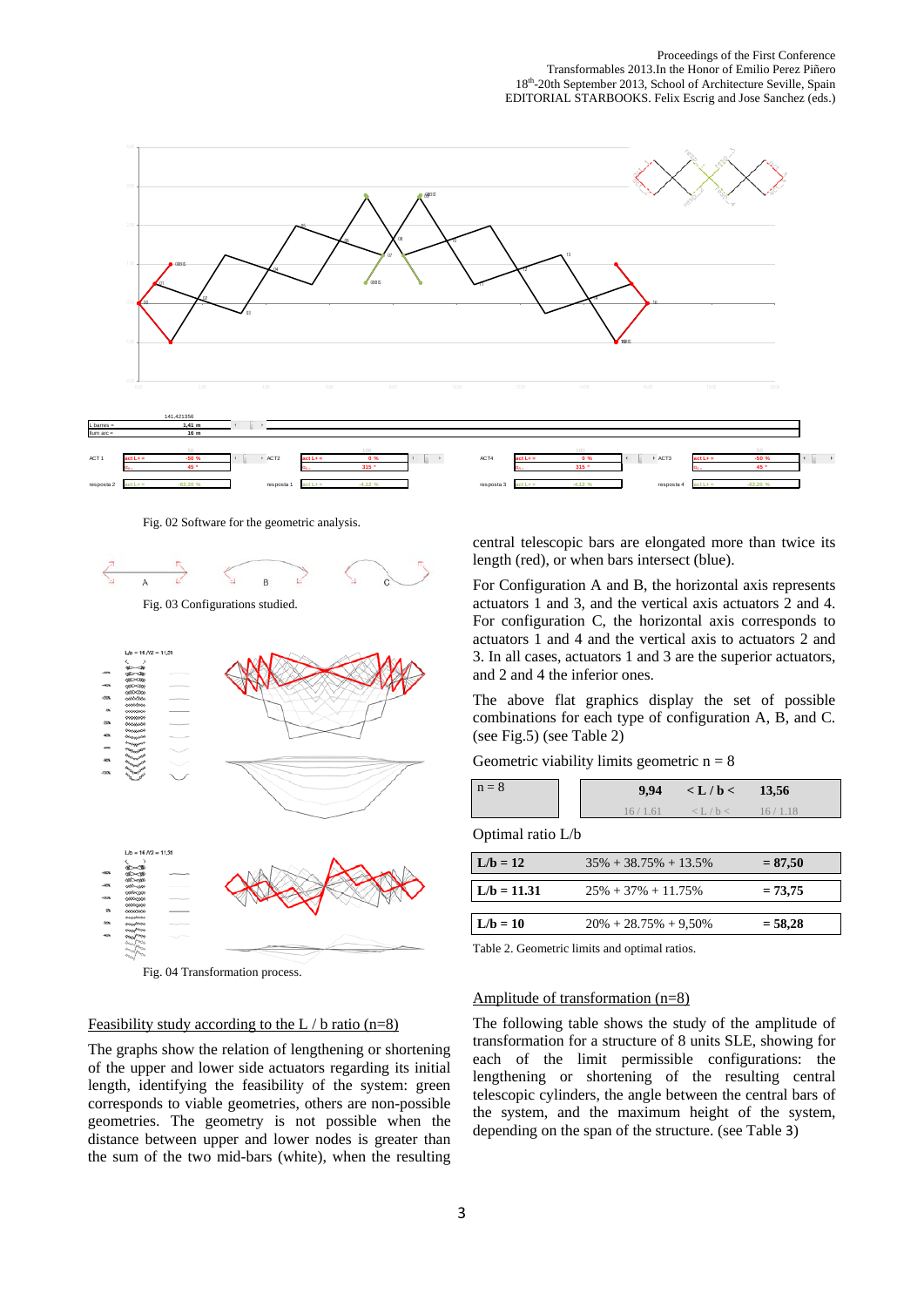Fig. 02 Software for the geometric analysis.

Fig. 03 Configurations studied.

Fig. 04 Transformation process.

## Feasibility study according to the L / b ratio (n=8)

The graphs show the relation of lengthening or shortening of the upper and lower side actuators regarding its initial length, identifying the feasibility of the system: green corresponds to viable geometries, others are non-possible geometries. The geometry is not possible when the distance between upper and lower nodes is greater than the sum of the two mid-bars (white), when the resulting central telescopic bars are elongated more than twice its length (red), or when bars intersect (blue).

For Configuration A and B, the horizontal axis represents actuators 1 and 3, and the vertical axis actuators 2 and 4. For configuration C, the horizontal axis corresponds to actuators 1 and 4 and the vertical axis to actuators 2 and 3. In all cases, actuators 1 and 3 are the superior actuators, and 2 and 4 the inferior ones.

The above flat graphics display the set of possible combinations for each type of configuration A, B, and C. (see Fig.5) (see Table 2)

Geometric viability limits geometric n = 8

| n = 8 | 9,94 | < L / b < | 13,56 |
|---|---|---|---|
| | 16 / 1.61 | < L / b < | 16 / 1.18 |

Optimal ratio L/b

| L/b = 12 | 35% + 38.75% + 13.5% | = 87,50 |
|---|---|---|
| L/b = 11.31 | 25% + 37% + 11.75% | = 73,75 |
| L/b = 10 | 20% + 28.75% + 9,50% | = 58,28 |

Table 2. Geometric limits and optimal ratios.

## Amplitude of transformation (n=8)

The following table shows the study of the amplitude of transformation for a structure of 8 units SLE, showing for each of the limit permissible configurations: the lengthening or shortening of the resulting central telescopic cylinders, the angle between the central bars of the system, and the maximum height of the system, depending on the span of the structure. (see Table 3)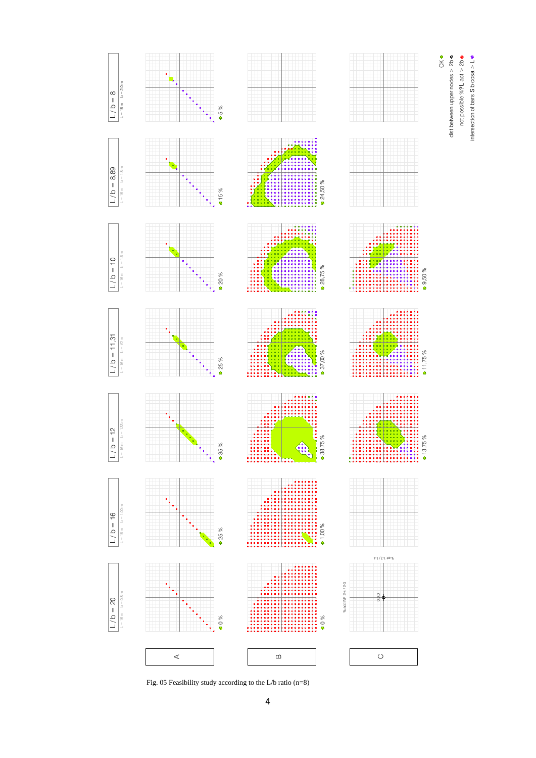Fig. 05 Feasibility study according to the L/b ratio (n=8)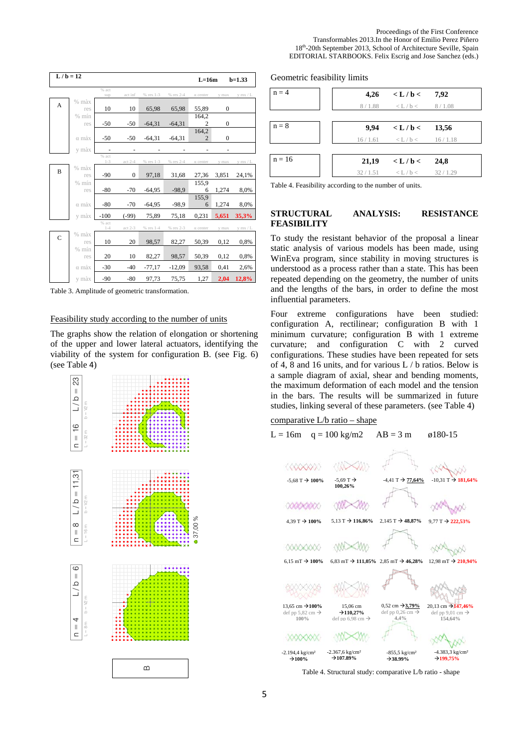| L / b = 12 | | | | | | L=16m | | b=1.33 |
|---|---|---|---|---|---|---|---|---|
| | | % act sup | act inf | % res 1-3 | % res 2-4 | α center | y max | y mx / L |
| A | % màx res | 10 | 10 | 65,98 | 65,98 | 55,89 | 0 | |
| | % mín res | -50 | -50 | -64,31 | -64,31 | 164,2 2 | 0 | |
| | α màx | -50 | -50 | -64,31 | -64,31 | 164,2 2 | 0 | |
| | y màx | - | - | - | - | - | - | |
| | | % act 1-3 | act 2-4 | % res 1-3 | % res 2-4 | α center | y max | y mx / L |
| B | % màx res | -90 | 0 | 97,18 | 31,68 | 27,36 | 3,851 | 24,1% |
| | % mín res | -80 | -70 | -64,95 | -98,9 | 155,9 6 | 1,274 | 8,0% |
| | α màx | -80 | -70 | -64,95 | -98,9 | 155,9 6 | 1,274 | 8,0% |
| | y màx | -100 | (-99) | 75,89 | 75,18 | 0,231 | **5,651** | **35,3%** |
| | | % act 1-4 | act 2-3 | % res 1-4 | % res 2-3 | α center | y max | y mx / L |
| C | % màx res | 10 | 20 | 98,57 | 82,27 | 50,39 | 0,12 | 0,8% |
| | % mín res | 20 | 10 | 82,27 | 98,57 | 50,39 | 0,12 | 0,8% |
| | α màx | -30 | -40 | -77,17 | -12,09 | 93,58 | 0,41 | 2,6% |
| | y màx | -90 | -80 | 97,73 | 75,75 | 1,27 | **2,04** | **12,8%** |

Table 3. Amplitude of geometric transformation.

## Feasibility study according to the number of units

The graphs show the relation of elongation or shortening of the upper and lower lateral actuators, identifying the viability of the system for configuration B. (see Fig. 6) (see Table 4)

n = 16 L = 32 m — L/b = 23 b = V2 m

n = 8 L = 16 m — L/b = 11,31 b = V2 m — ⌀ 37.00 %

n = 4 L = 8 m — L/b = 6 b = V2 m

B

Geometric feasibility limits

| | | | |
|---|---|---|---|
| n = 4 | **4,26** | **< L / b <** | **7,92** |
| | 8 / 1.88 | < L / b < | 8 / 1.08 |
| n = 8 | **9,94** | **< L / b <** | **13,56** |
| | 16 / 1.61 | < L / b < | 16 / 1.18 |
| n = 16 | **21,19** | **< L / b <** | **24,8** |
| | 32 / 1.51 | < L / b < | 32 / 1.29 |

Table 4. Feasibility according to the number of units.

## STRUCTURAL ANALYSIS: RESISTANCE FEASIBILITY

To study the resistant behavior of the proposal a linear static analysis of various models has been made, using WinEva program, since stability in moving structures is understood as a process rather than a state. This has been repeated depending on the geometry, the number of units and the lengths of the bars, in order to define the most influential parameters.

Four extreme configurations have been studied: configuration A, rectilinear; configuration B with 1 minimum curvature; configuration B with 1 extreme curvature; and configuration C with 2 curved configurations. These studies have been repeated for sets of 4, 8 and 16 units, and for various L / b ratios. Below is a sample diagram of axial, shear and bending moments, the maximum deformation of each model and the tension in the bars. The results will be summarized in future studies, linking several of these parameters. (see Table 4)

comparative L/b ratio – shape

L = 16m   q = 100 kg/m2   AB = 3 m   ø180-15

| | | | |
|---|---|---|---|
| -5,68 T → 100% | -5,69 T → 100,26% | -4,41 T → 77,64% | -10,31 T → **181,64%** |
| 4,39 T → 100% | 5,13 T → 116,86% | 2,145 T → 48,87% | 9,77 T → **222,53%** |
| 6,15 mT → 100% | 6,83 mT → 111,05% | 2,85 mT → 46,28% | 12,98 mT → **210,94%** |
| 13,65 cm → 100% def pp 5,82 cm → 100% | 15,06 cm → 110,27% def pp 6,98 cm → | 0,52 cm → 3,79% def pp 0,26 cm → 4,4% | 20,13 cm → **147,46%** def pp 9,01 cm → 154,64% |
| -2.194,4 kg/cm² → 100% | -2.367,6 kg/cm² → 107.89% | -855,5 kg/cm² → 38.99% | -4.383,3 kg/cm² → **199,75%** |

Table 4. Structural study: comparative L/b ratio - shape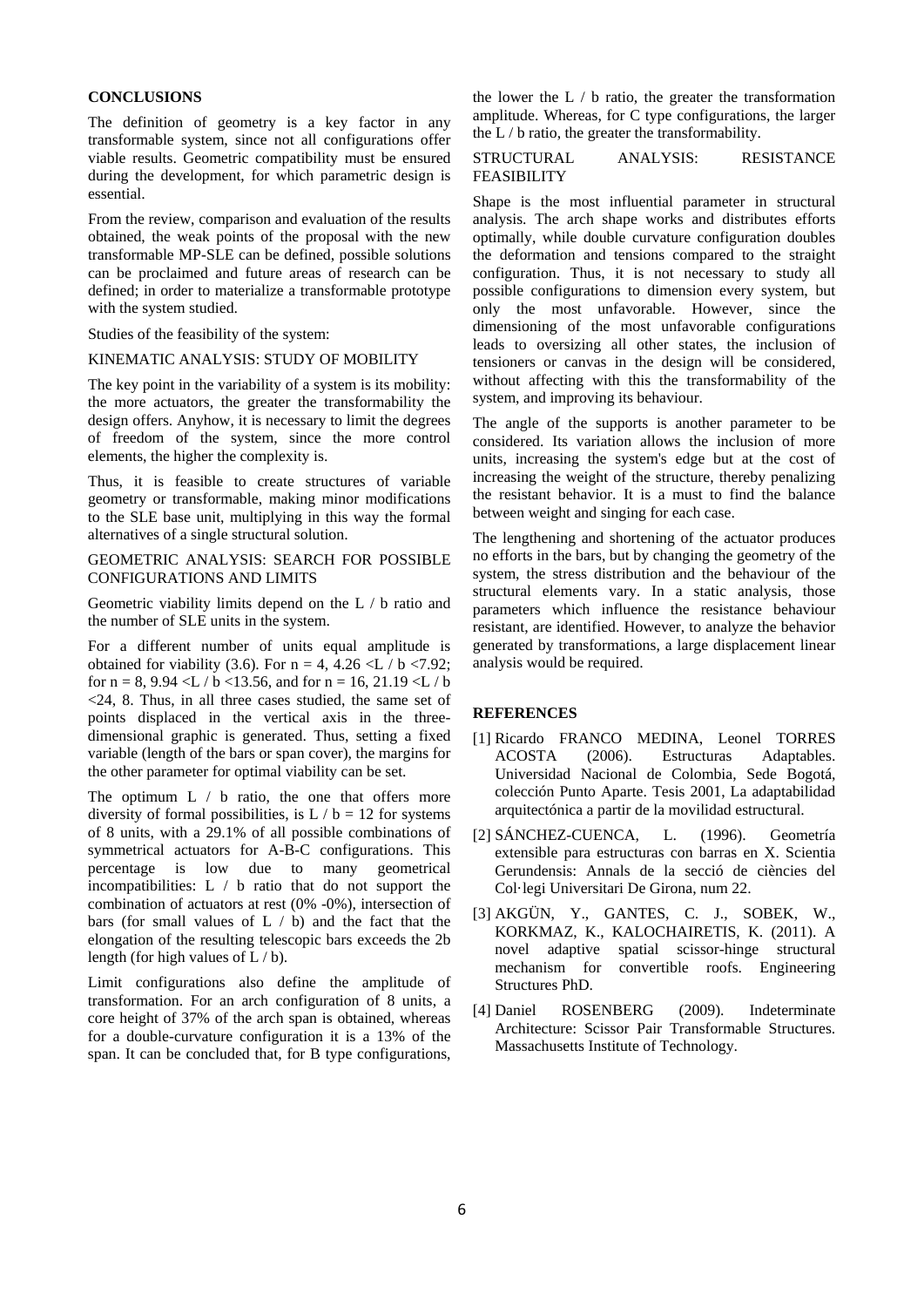## CONCLUSIONS

The definition of geometry is a key factor in any transformable system, since not all configurations offer viable results. Geometric compatibility must be ensured during the development, for which parametric design is essential.

From the review, comparison and evaluation of the results obtained, the weak points of the proposal with the new transformable MP-SLE can be defined, possible solutions can be proclaimed and future areas of research can be defined; in order to materialize a transformable prototype with the system studied.

Studies of the feasibility of the system:

### KINEMATIC ANALYSIS: STUDY OF MOBILITY

The key point in the variability of a system is its mobility: the more actuators, the greater the transformability the design offers. Anyhow, it is necessary to limit the degrees of freedom of the system, since the more control elements, the higher the complexity is.

Thus, it is feasible to create structures of variable geometry or transformable, making minor modifications to the SLE base unit, multiplying in this way the formal alternatives of a single structural solution.

### GEOMETRIC ANALYSIS: SEARCH FOR POSSIBLE CONFIGURATIONS AND LIMITS

Geometric viability limits depend on the L / b ratio and the number of SLE units in the system.

For a different number of units equal amplitude is obtained for viability (3.6). For n = 4, 4.26 <L / b <7.92; for n = 8, 9.94 <L / b <13.56, and for n = 16, 21.19 <L / b <24, 8. Thus, in all three cases studied, the same set of points displaced in the vertical axis in the three-dimensional graphic is generated. Thus, setting a fixed variable (length of the bars or span cover), the margins for the other parameter for optimal viability can be set.

The optimum L / b ratio, the one that offers more diversity of formal possibilities, is L / b = 12 for systems of 8 units, with a 29.1% of all possible combinations of symmetrical actuators for A-B-C configurations. This percentage is low due to many geometrical incompatibilities: L / b ratio that do not support the combination of actuators at rest (0% -0%), intersection of bars (for small values of L / b) and the fact that the elongation of the resulting telescopic bars exceeds the 2b length (for high values of L / b).

Limit configurations also define the amplitude of transformation. For an arch configuration of 8 units, a core height of 37% of the arch span is obtained, whereas for a double-curvature configuration it is a 13% of the span. It can be concluded that, for B type configurations, the lower the L / b ratio, the greater the transformation amplitude. Whereas, for C type configurations, the larger the L / b ratio, the greater the transformability.

### STRUCTURAL ANALYSIS: RESISTANCE FEASIBILITY

Shape is the most influential parameter in structural analysis. The arch shape works and distributes efforts optimally, while double curvature configuration doubles the deformation and tensions compared to the straight configuration. Thus, it is not necessary to study all possible configurations to dimension every system, but only the most unfavorable. However, since the dimensioning of the most unfavorable configurations leads to oversizing all other states, the inclusion of tensioners or canvas in the design will be considered, without affecting with this the transformability of the system, and improving its behaviour.

The angle of the supports is another parameter to be considered. Its variation allows the inclusion of more units, increasing the system's edge but at the cost of increasing the weight of the structure, thereby penalizing the resistant behavior. It is a must to find the balance between weight and singing for each case.

The lengthening and shortening of the actuator produces no efforts in the bars, but by changing the geometry of the system, the stress distribution and the behaviour of the structural elements vary. In a static analysis, those parameters which influence the resistance behaviour resistant, are identified. However, to analyze the behavior generated by transformations, a large displacement linear analysis would be required.

## REFERENCES

[1] Ricardo FRANCO MEDINA, Leonel TORRES ACOSTA (2006). Estructuras Adaptables. Universidad Nacional de Colombia, Sede Bogotá, colección Punto Aparte. Tesis 2001, La adaptabilidad arquitectónica a partir de la movilidad estructural.

[2] SÁNCHEZ-CUENCA, L. (1996). Geometría extensible para estructuras con barras en X. Scientia Gerundensis: Annals de la secció de ciències del Col·legi Universitari De Girona, num 22.

[3] AKGÜN, Y., GANTES, C. J., SOBEK, W., KORKMAZ, K., KALOCHAIRETIS, K. (2011). A novel adaptive spatial scissor-hinge structural mechanism for convertible roofs. Engineering Structures PhD.

[4] Daniel ROSENBERG (2009). Indeterminate Architecture: Scissor Pair Transformable Structures. Massachusetts Institute of Technology.